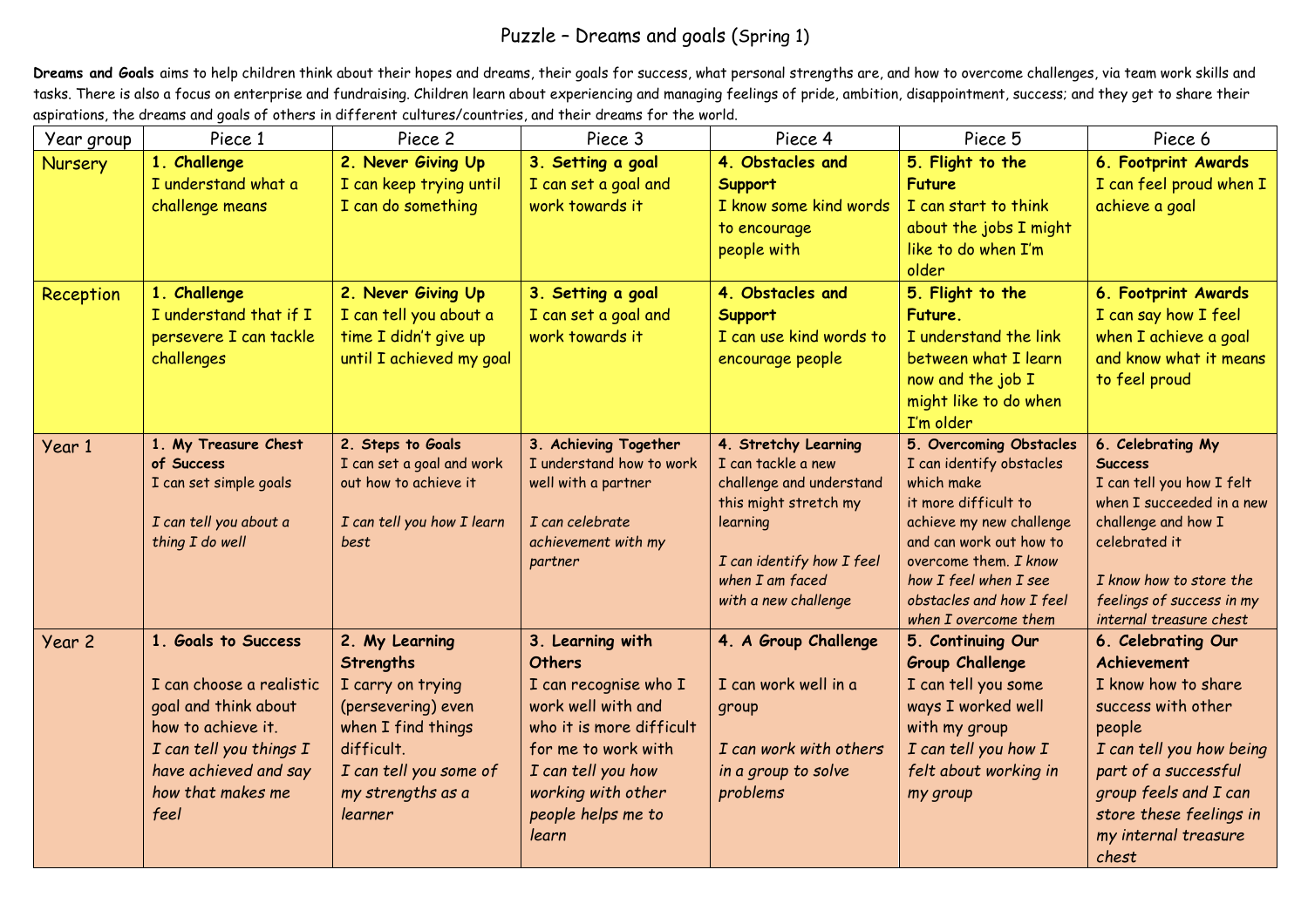# Puzzle – Dreams and goals (Spring 1)

**Dreams and Goals** aims to help children think about their hopes and dreams, their goals for success, what personal strengths are, and how to overcome challenges, via team work skills and tasks. There is also a focus on enterprise and fundraising. Children learn about experiencing and managing feelings of pride, ambition, disappointment, success; and they get to share their aspirations, the dreams and goals of others in different cultures/countries, and their dreams for the world.

| Year group | Piece 1 | Piece 2 | Piece 3 | Piece 4 | Piece 5 | Piece 6 |
|---|---|---|---|---|---|---|
| Nursery | **1. Challenge** I understand what a challenge means | **2. Never Giving Up** I can keep trying until I can do something | **3. Setting a goal** I can set a goal and work towards it | **4. Obstacles and Support** I know some kind words to encourage people with | **5. Flight to the Future** I can start to think about the jobs I might like to do when I'm older | **6. Footprint Awards** I can feel proud when I achieve a goal |
| Reception | **1. Challenge** I understand that if I persevere I can tackle challenges | **2. Never Giving Up** I can tell you about a time I didn't give up until I achieved my goal | **3. Setting a goal** I can set a goal and work towards it | **4. Obstacles and Support** I can use kind words to encourage people | **5. Flight to the Future.** I understand the link between what I learn now and the job I might like to do when I'm older | **6. Footprint Awards** I can say how I feel when I achieve a goal and know what it means to feel proud |
| Year 1 | **1. My Treasure Chest of Success** I can set simple goals *I can tell you about a thing I do well* | **2. Steps to Goals** I can set a goal and work out how to achieve it *I can tell you how I learn best* | **3. Achieving Together** I understand how to work well with a partner *I can celebrate achievement with my partner* | **4. Stretchy Learning** I can tackle a new challenge and understand this might stretch my learning *I can identify how I feel when I am faced with a new challenge* | **5. Overcoming Obstacles** I can identify obstacles which make it more difficult to achieve my new challenge and can work out how to overcome them. *I know how I feel when I see obstacles and how I feel when I overcome them* | **6. Celebrating My Success** I can tell you how I felt when I succeeded in a new challenge and how I celebrated it *I know how to store the feelings of success in my internal treasure chest* |
| Year 2 | **1. Goals to Success** I can choose a realistic goal and think about how to achieve it. *I can tell you things I have achieved and say how that makes me feel* | **2. My Learning Strengths** I carry on trying (persevering) even when I find things difficult. *I can tell you some of my strengths as a learner* | **3. Learning with Others** I can recognise who I work well with and who it is more difficult for me to work with *I can tell you how working with other people helps me to learn* | **4. A Group Challenge** I can work well in a group *I can work with others in a group to solve problems* | **5. Continuing Our Group Challenge** I can tell you some ways I worked well with my group *I can tell you how I felt about working in my group* | **6. Celebrating Our Achievement** I know how to share success with other people *I can tell you how being part of a successful group feels and I can store these feelings in my internal treasure chest* |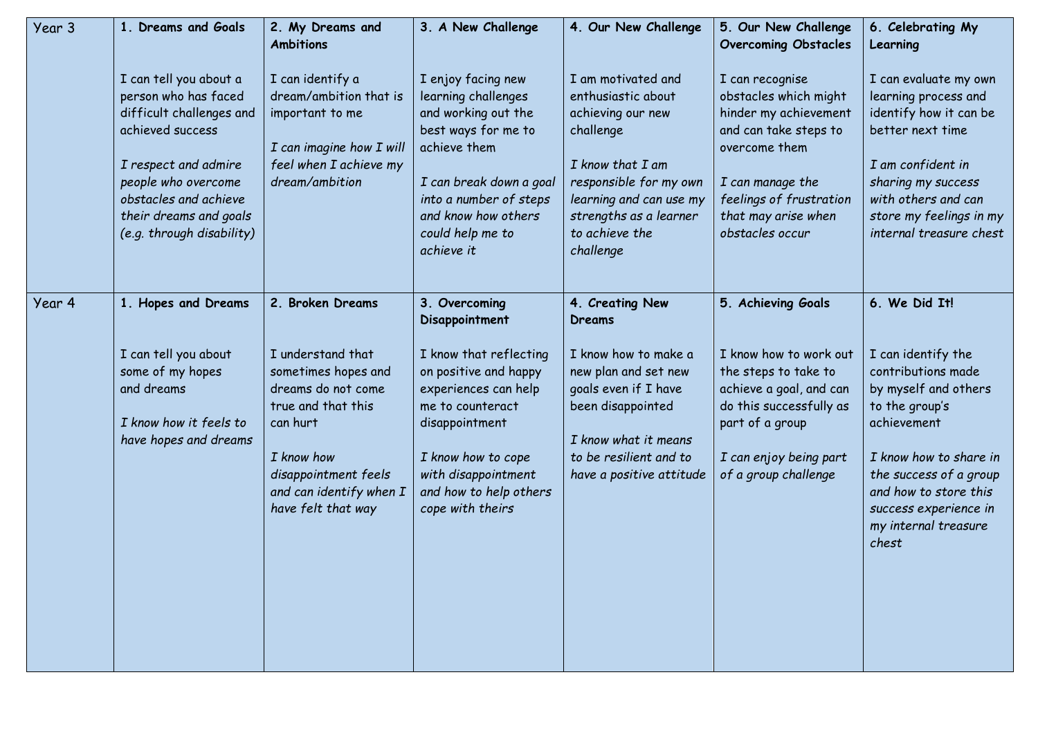| | | | | | | |
|---|---|---|---|---|---|---|
| Year 3 | **1. Dreams and Goals**<br><br>I can tell you about a person who has faced difficult challenges and achieved success<br><br>*I respect and admire people who overcome obstacles and achieve their dreams and goals (e.g. through disability)* | **2. My Dreams and Ambitions**<br><br>I can identify a dream/ambition that is important to me<br><br>*I can imagine how I will feel when I achieve my dream/ambition* | **3. A New Challenge**<br><br>I enjoy facing new learning challenges and working out the best ways for me to achieve them<br><br>*I can break down a goal into a number of steps and know how others could help me to achieve it* | **4. Our New Challenge**<br><br>I am motivated and enthusiastic about achieving our new challenge<br><br>*I know that I am responsible for my own learning and can use my strengths as a learner to achieve the challenge* | **5. Our New Challenge Overcoming Obstacles**<br><br>I can recognise obstacles which might hinder my achievement and can take steps to overcome them<br><br>*I can manage the feelings of frustration that may arise when obstacles occur* | **6. Celebrating My Learning**<br><br>I can evaluate my own learning process and identify how it can be better next time<br><br>*I am confident in sharing my success with others and can store my feelings in my internal treasure chest* |
| Year 4 | **1. Hopes and Dreams**<br><br>I can tell you about some of my hopes and dreams<br><br>*I know how it feels to have hopes and dreams* | **2. Broken Dreams**<br><br>I understand that sometimes hopes and dreams do not come true and that this can hurt<br><br>*I know how disappointment feels and can identify when I have felt that way* | **3. Overcoming Disappointment**<br><br>I know that reflecting on positive and happy experiences can help me to counteract disappointment<br><br>*I know how to cope with disappointment and how to help others cope with theirs* | **4. Creating New Dreams**<br><br>I know how to make a new plan and set new goals even if I have been disappointed<br><br>*I know what it means to be resilient and to have a positive attitude* | **5. Achieving Goals**<br><br>I know how to work out the steps to take to achieve a goal, and can do this successfully as part of a group<br><br>*I can enjoy being part of a group challenge* | **6. We Did It!**<br><br>I can identify the contributions made by myself and others to the group's achievement<br><br>*I know how to share in the success of a group and how to store this success experience in my internal treasure chest* |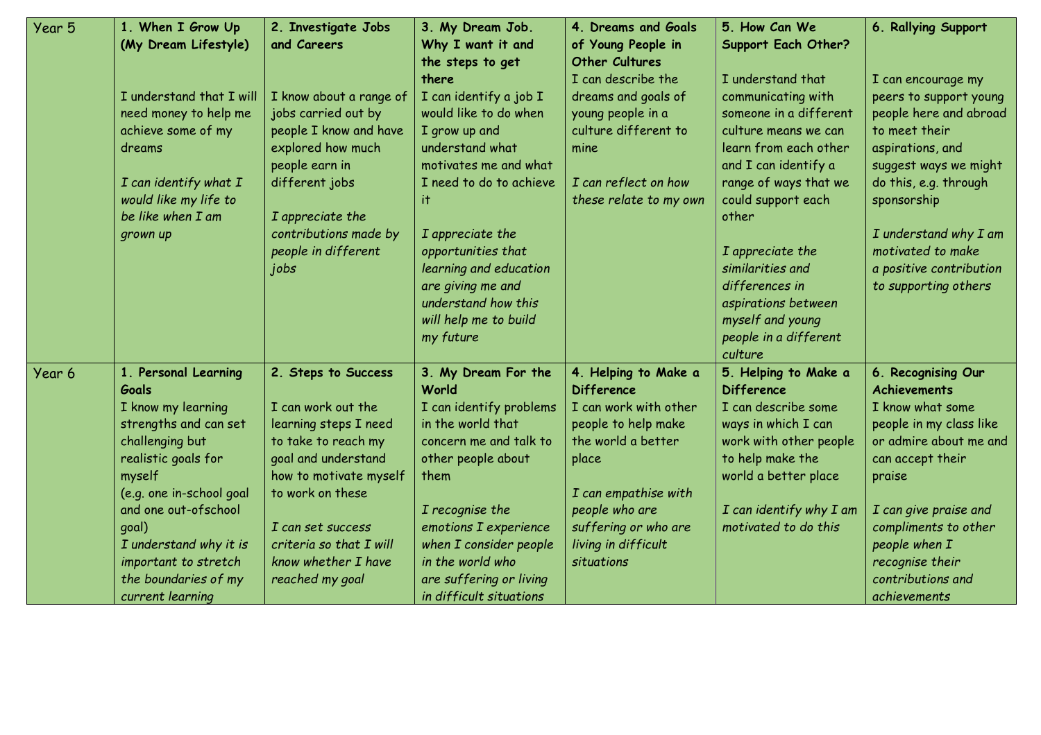| | | | | | | |
|---|---|---|---|---|---|---|
| Year 5 | **1. When I Grow Up (My Dream Lifestyle)**<br><br>I understand that I will need money to help me achieve some of my dreams<br><br>*I can identify what I would like my life to be like when I am grown up* | **2. Investigate Jobs and Careers**<br><br>I know about a range of jobs carried out by people I know and have explored how much people earn in different jobs<br><br>*I appreciate the contributions made by people in different jobs* | **3. My Dream Job. Why I want it and the steps to get there**<br>I can identify a job I would like to do when I grow up and understand what motivates me and what I need to do to achieve it<br><br>*I appreciate the opportunities that learning and education are giving me and understand how this will help me to build my future* | **4. Dreams and Goals of Young People in Other Cultures**<br>I can describe the dreams and goals of young people in a culture different to mine<br><br>*I can reflect on how these relate to my own* | **5. How Can We Support Each Other?**<br><br>I understand that communicating with someone in a different culture means we can learn from each other and I can identify a range of ways that we could support each other<br><br>*I appreciate the similarities and differences in aspirations between myself and young people in a different culture* | **6. Rallying Support**<br><br>I can encourage my peers to support young people here and abroad to meet their aspirations, and suggest ways we might do this, e.g. through sponsorship<br><br>*I understand why I am motivated to make a positive contribution to supporting others* |
| Year 6 | **1. Personal Learning Goals**<br>I know my learning strengths and can set challenging but realistic goals for myself<br>(e.g. one in-school goal and one out-ofschool goal)<br>*I understand why it is important to stretch the boundaries of my current learning* | **2. Steps to Success**<br><br>I can work out the learning steps I need to take to reach my goal and understand how to motivate myself to work on these<br><br>*I can set success criteria so that I will know whether I have reached my goal* | **3. My Dream For the World**<br>I can identify problems in the world that concern me and talk to other people about them<br><br>*I recognise the emotions I experience when I consider people in the world who are suffering or living in difficult situations* | **4. Helping to Make a Difference**<br>I can work with other people to help make the world a better place<br><br>*I can empathise with people who are suffering or who are living in difficult situations* | **5. Helping to Make a Difference**<br>I can describe some ways in which I can work with other people to help make the world a better place<br><br>*I can identify why I am motivated to do this* | **6. Recognising Our Achievements**<br>I know what some people in my class like or admire about me and can accept their praise<br><br>*I can give praise and compliments to other people when I recognise their contributions and achievements* |